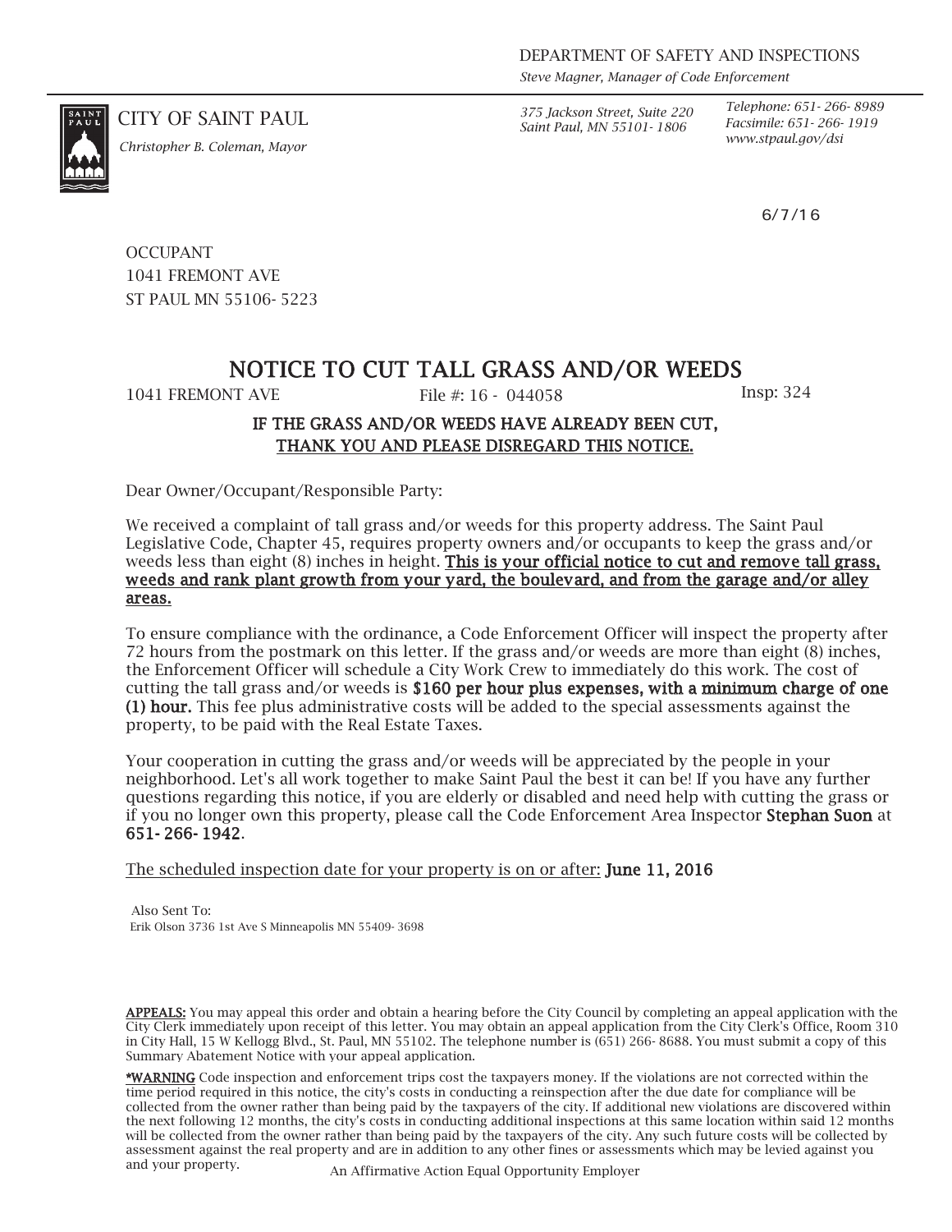DEPARTMENT OF SAFETY AND INSPECTIONS
*Steve Magner, Manager of Code Enforcement*

CITY OF SAINT PAUL
*Christopher B. Coleman, Mayor*

*375 Jackson Street, Suite 220*
*Saint Paul, MN 55101- 1806*

*Telephone: 651- 266- 8989*
*Facsimile: 651- 266- 1919*
*www.stpaul.gov/dsi*

6/7/16

OCCUPANT
1041 FREMONT AVE
ST PAUL MN 55106- 5223

# NOTICE TO CUT TALL GRASS AND/OR WEEDS

1041 FREMONT AVE File #: 16 - 044058 Insp: 324

**IF THE GRASS AND/OR WEEDS HAVE ALREADY BEEN CUT,**
**THANK YOU AND PLEASE DISREGARD THIS NOTICE.**

Dear Owner/Occupant/Responsible Party:

We received a complaint of tall grass and/or weeds for this property address. The Saint Paul Legislative Code, Chapter 45, requires property owners and/or occupants to keep the grass and/or weeds less than eight (8) inches in height. **This is your official notice to cut and remove tall grass, weeds and rank plant growth from your yard, the boulevard, and from the garage and/or alley areas.**

To ensure compliance with the ordinance, a Code Enforcement Officer will inspect the property after 72 hours from the postmark on this letter. If the grass and/or weeds are more than eight (8) inches, the Enforcement Officer will schedule a City Work Crew to immediately do this work. The cost of cutting the tall grass and/or weeds is **$160 per hour plus expenses, with a minimum charge of one (1) hour.** This fee plus administrative costs will be added to the special assessments against the property, to be paid with the Real Estate Taxes.

Your cooperation in cutting the grass and/or weeds will be appreciated by the people in your neighborhood. Let's all work together to make Saint Paul the best it can be! If you have any further questions regarding this notice, if you are elderly or disabled and need help with cutting the grass or if you no longer own this property, please call the Code Enforcement Area Inspector **Stephan Suon** at **651- 266- 1942**.

The scheduled inspection date for your property is on or after: **June 11, 2016**

Also Sent To:
Erik Olson 3736 1st Ave S Minneapolis MN 55409- 3698

**APPEALS:** You may appeal this order and obtain a hearing before the City Council by completing an appeal application with the City Clerk immediately upon receipt of this letter. You may obtain an appeal application from the City Clerk's Office, Room 310 in City Hall, 15 W Kellogg Blvd., St. Paul, MN 55102. The telephone number is (651) 266- 8688. You must submit a copy of this Summary Abatement Notice with your appeal application.

**\*WARNING** Code inspection and enforcement trips cost the taxpayers money. If the violations are not corrected within the time period required in this notice, the city's costs in conducting a reinspection after the due date for compliance will be collected from the owner rather than being paid by the taxpayers of the city. If additional new violations are discovered within the next following 12 months, the city's costs in conducting additional inspections at this same location within said 12 months will be collected from the owner rather than being paid by the taxpayers of the city. Any such future costs will be collected by assessment against the real property and are in addition to any other fines or assessments which may be levied against you and your property.

An Affirmative Action Equal Opportunity Employer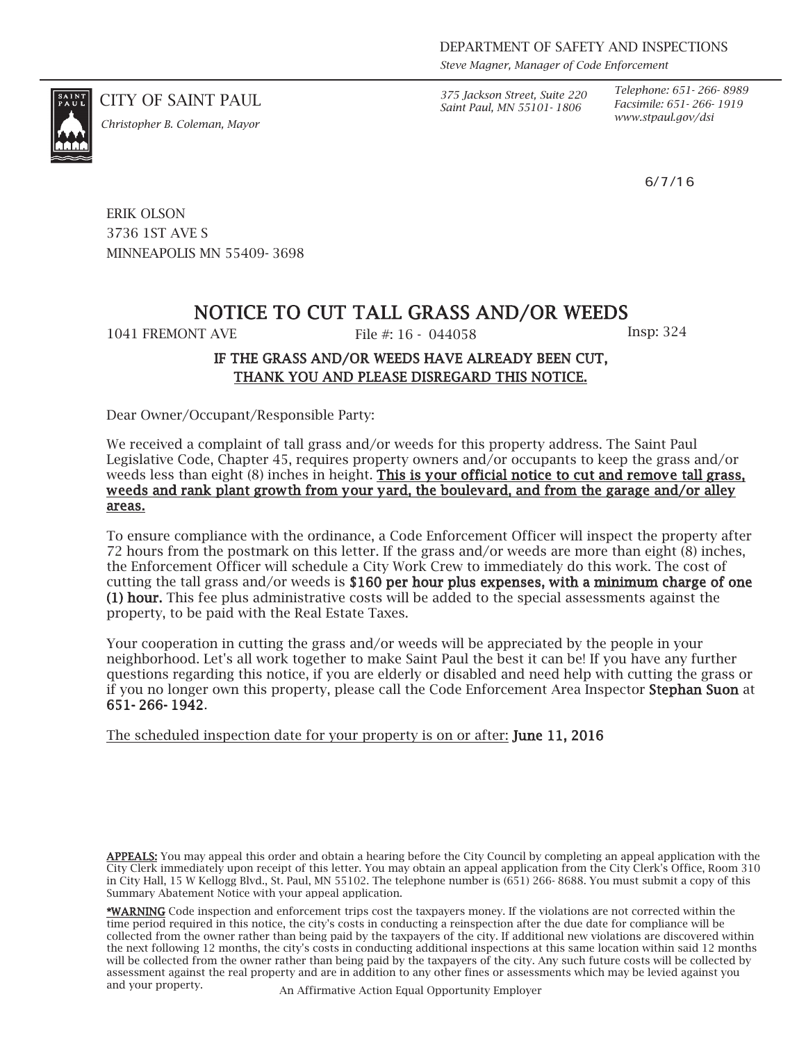DEPARTMENT OF SAFETY AND INSPECTIONS

*Steve Magner, Manager of Code Enforcement*

CITY OF SAINT PAUL

*Christopher B. Coleman, Mayor*

*375 Jackson Street, Suite 220*
*Saint Paul, MN 55101- 1806*

*Telephone: 651- 266- 8989*
*Facsimile: 651- 266- 1919*
*www.stpaul.gov/dsi*

6/7/16

ERIK OLSON
3736 1ST AVE S
MINNEAPOLIS MN 55409- 3698

# NOTICE TO CUT TALL GRASS AND/OR WEEDS

1041 FREMONT AVE File #: 16 - 044058 Insp: 324

**IF THE GRASS AND/OR WEEDS HAVE ALREADY BEEN CUT,**
**THANK YOU AND PLEASE DISREGARD THIS NOTICE.**

Dear Owner/Occupant/Responsible Party:

We received a complaint of tall grass and/or weeds for this property address. The Saint Paul Legislative Code, Chapter 45, requires property owners and/or occupants to keep the grass and/or weeds less than eight (8) inches in height. **This is your official notice to cut and remove tall grass, weeds and rank plant growth from your yard, the boulevard, and from the garage and/or alley areas.**

To ensure compliance with the ordinance, a Code Enforcement Officer will inspect the property after 72 hours from the postmark on this letter. If the grass and/or weeds are more than eight (8) inches, the Enforcement Officer will schedule a City Work Crew to immediately do this work. The cost of cutting the tall grass and/or weeds is **$160 per hour plus expenses, with a minimum charge of one (1) hour.** This fee plus administrative costs will be added to the special assessments against the property, to be paid with the Real Estate Taxes.

Your cooperation in cutting the grass and/or weeds will be appreciated by the people in your neighborhood. Let's all work together to make Saint Paul the best it can be! If you have any further questions regarding this notice, if you are elderly or disabled and need help with cutting the grass or if you no longer own this property, please call the Code Enforcement Area Inspector **Stephan Suon** at **651- 266- 1942**.

The scheduled inspection date for your property is on or after: **June 11, 2016**

**APPEALS:** You may appeal this order and obtain a hearing before the City Council by completing an appeal application with the City Clerk immediately upon receipt of this letter. You may obtain an appeal application from the City Clerk's Office, Room 310 in City Hall, 15 W Kellogg Blvd., St. Paul, MN 55102. The telephone number is (651) 266- 8688. You must submit a copy of this Summary Abatement Notice with your appeal application.

**\*WARNING** Code inspection and enforcement trips cost the taxpayers money. If the violations are not corrected within the time period required in this notice, the city's costs in conducting a reinspection after the due date for compliance will be collected from the owner rather than being paid by the taxpayers of the city. If additional new violations are discovered within the next following 12 months, the city's costs in conducting additional inspections at this same location within said 12 months will be collected from the owner rather than being paid by the taxpayers of the city. Any such future costs will be collected by assessment against the real property and are in addition to any other fines or assessments which may be levied against you and your property.

An Affirmative Action Equal Opportunity Employer